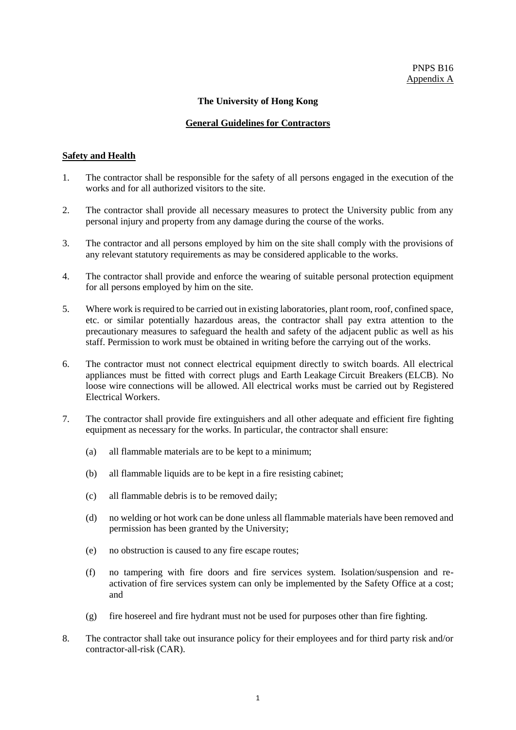PNPS B16
Appendix A

**The University of Hong Kong**

**General Guidelines for Contractors**

**Safety and Health**

1. The contractor shall be responsible for the safety of all persons engaged in the execution of the works and for all authorized visitors to the site.

2. The contractor shall provide all necessary measures to protect the University public from any personal injury and property from any damage during the course of the works.

3. The contractor and all persons employed by him on the site shall comply with the provisions of any relevant statutory requirements as may be considered applicable to the works.

4. The contractor shall provide and enforce the wearing of suitable personal protection equipment for all persons employed by him on the site.

5. Where work is required to be carried out in existing laboratories, plant room, roof, confined space, etc. or similar potentially hazardous areas, the contractor shall pay extra attention to the precautionary measures to safeguard the health and safety of the adjacent public as well as his staff. Permission to work must be obtained in writing before the carrying out of the works.

6. The contractor must not connect electrical equipment directly to switch boards. All electrical appliances must be fitted with correct plugs and Earth Leakage Circuit Breakers (ELCB). No loose wire connections will be allowed. All electrical works must be carried out by Registered Electrical Workers.

7. The contractor shall provide fire extinguishers and all other adequate and efficient fire fighting equipment as necessary for the works. In particular, the contractor shall ensure:

   (a) all flammable materials are to be kept to a minimum;

   (b) all flammable liquids are to be kept in a fire resisting cabinet;

   (c) all flammable debris is to be removed daily;

   (d) no welding or hot work can be done unless all flammable materials have been removed and permission has been granted by the University;

   (e) no obstruction is caused to any fire escape routes;

   (f) no tampering with fire doors and fire services system. Isolation/suspension and re-activation of fire services system can only be implemented by the Safety Office at a cost; and

   (g) fire hosereel and fire hydrant must not be used for purposes other than fire fighting.

8. The contractor shall take out insurance policy for their employees and for third party risk and/or contractor-all-risk (CAR).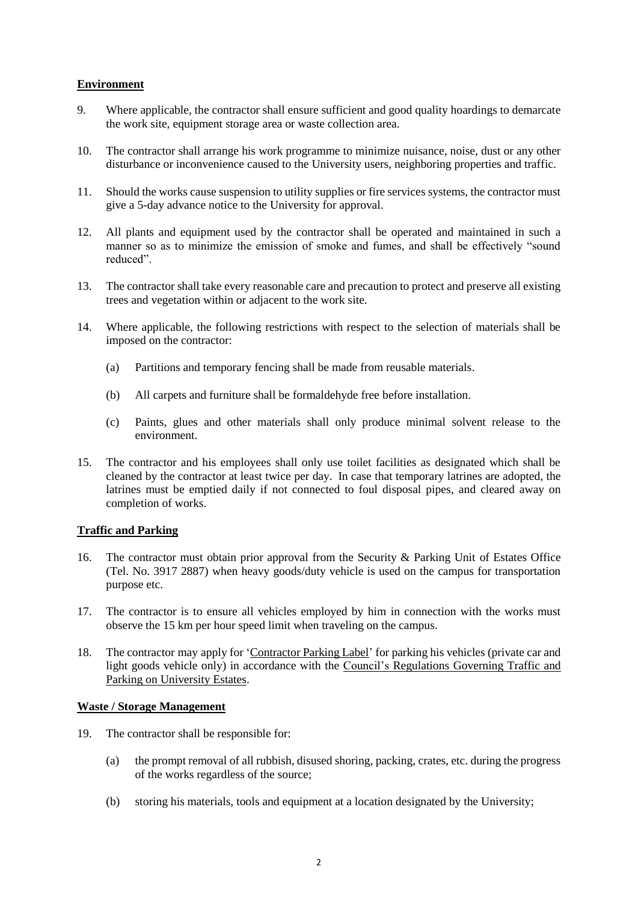## Environment

9. Where applicable, the contractor shall ensure sufficient and good quality hoardings to demarcate the work site, equipment storage area or waste collection area.

10. The contractor shall arrange his work programme to minimize nuisance, noise, dust or any other disturbance or inconvenience caused to the University users, neighboring properties and traffic.

11. Should the works cause suspension to utility supplies or fire services systems, the contractor must give a 5-day advance notice to the University for approval.

12. All plants and equipment used by the contractor shall be operated and maintained in such a manner so as to minimize the emission of smoke and fumes, and shall be effectively "sound reduced".

13. The contractor shall take every reasonable care and precaution to protect and preserve all existing trees and vegetation within or adjacent to the work site.

14. Where applicable, the following restrictions with respect to the selection of materials shall be imposed on the contractor:

    (a) Partitions and temporary fencing shall be made from reusable materials.

    (b) All carpets and furniture shall be formaldehyde free before installation.

    (c) Paints, glues and other materials shall only produce minimal solvent release to the environment.

15. The contractor and his employees shall only use toilet facilities as designated which shall be cleaned by the contractor at least twice per day. In case that temporary latrines are adopted, the latrines must be emptied daily if not connected to foul disposal pipes, and cleared away on completion of works.

## Traffic and Parking

16. The contractor must obtain prior approval from the Security & Parking Unit of Estates Office (Tel. No. 3917 2887) when heavy goods/duty vehicle is used on the campus for transportation purpose etc.

17. The contractor is to ensure all vehicles employed by him in connection with the works must observe the 15 km per hour speed limit when traveling on the campus.

18. The contractor may apply for 'Contractor Parking Label' for parking his vehicles (private car and light goods vehicle only) in accordance with the Council's Regulations Governing Traffic and Parking on University Estates.

## Waste / Storage Management

19. The contractor shall be responsible for:

    (a) the prompt removal of all rubbish, disused shoring, packing, crates, etc. during the progress of the works regardless of the source;

    (b) storing his materials, tools and equipment at a location designated by the University;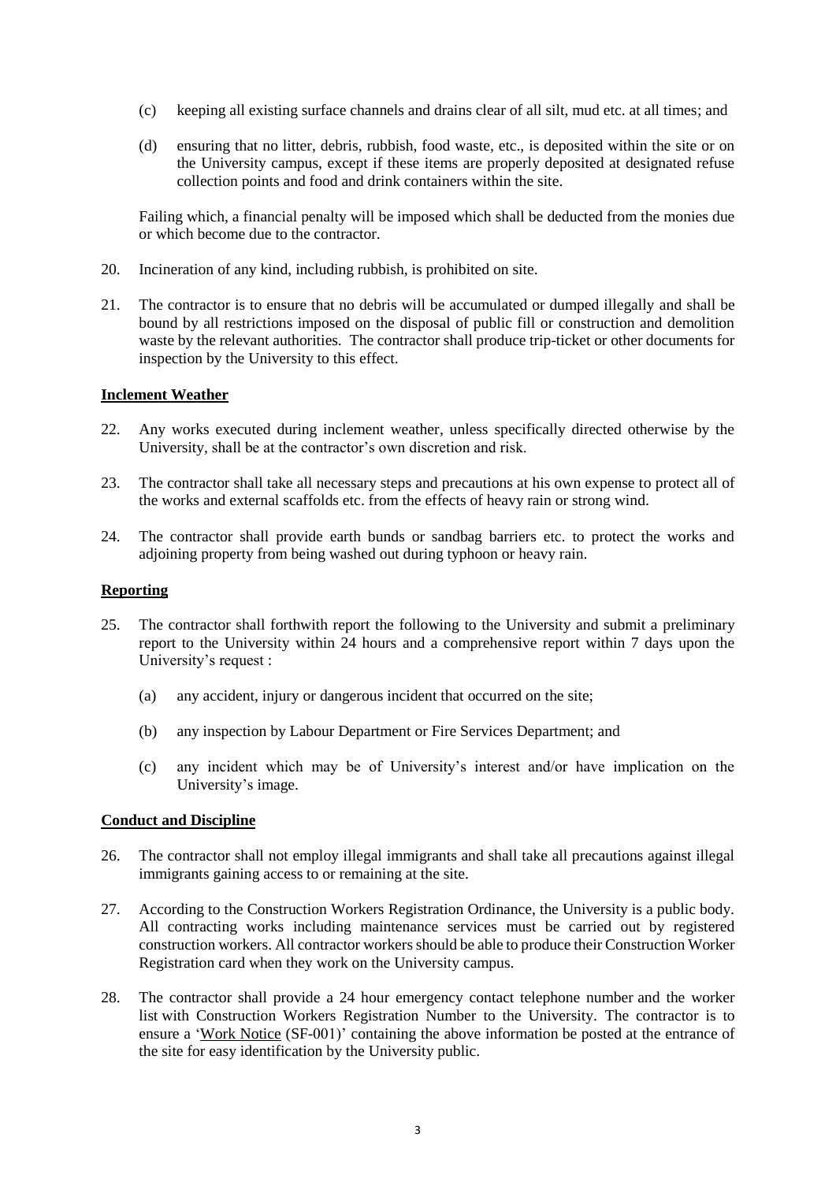(c) keeping all existing surface channels and drains clear of all silt, mud etc. at all times; and

(d) ensuring that no litter, debris, rubbish, food waste, etc., is deposited within the site or on the University campus, except if these items are properly deposited at designated refuse collection points and food and drink containers within the site.

Failing which, a financial penalty will be imposed which shall be deducted from the monies due or which become due to the contractor.

20. Incineration of any kind, including rubbish, is prohibited on site.

21. The contractor is to ensure that no debris will be accumulated or dumped illegally and shall be bound by all restrictions imposed on the disposal of public fill or construction and demolition waste by the relevant authorities. The contractor shall produce trip-ticket or other documents for inspection by the University to this effect.

**Inclement Weather**

22. Any works executed during inclement weather, unless specifically directed otherwise by the University, shall be at the contractor's own discretion and risk.

23. The contractor shall take all necessary steps and precautions at his own expense to protect all of the works and external scaffolds etc. from the effects of heavy rain or strong wind.

24. The contractor shall provide earth bunds or sandbag barriers etc. to protect the works and adjoining property from being washed out during typhoon or heavy rain.

**Reporting**

25. The contractor shall forthwith report the following to the University and submit a preliminary report to the University within 24 hours and a comprehensive report within 7 days upon the University's request :

    (a) any accident, injury or dangerous incident that occurred on the site;

    (b) any inspection by Labour Department or Fire Services Department; and

    (c) any incident which may be of University's interest and/or have implication on the University's image.

**Conduct and Discipline**

26. The contractor shall not employ illegal immigrants and shall take all precautions against illegal immigrants gaining access to or remaining at the site.

27. According to the Construction Workers Registration Ordinance, the University is a public body. All contracting works including maintenance services must be carried out by registered construction workers. All contractor workers should be able to produce their Construction Worker Registration card when they work on the University campus.

28. The contractor shall provide a 24 hour emergency contact telephone number and the worker list with Construction Workers Registration Number to the University. The contractor is to ensure a 'Work Notice (SF-001)' containing the above information be posted at the entrance of the site for easy identification by the University public.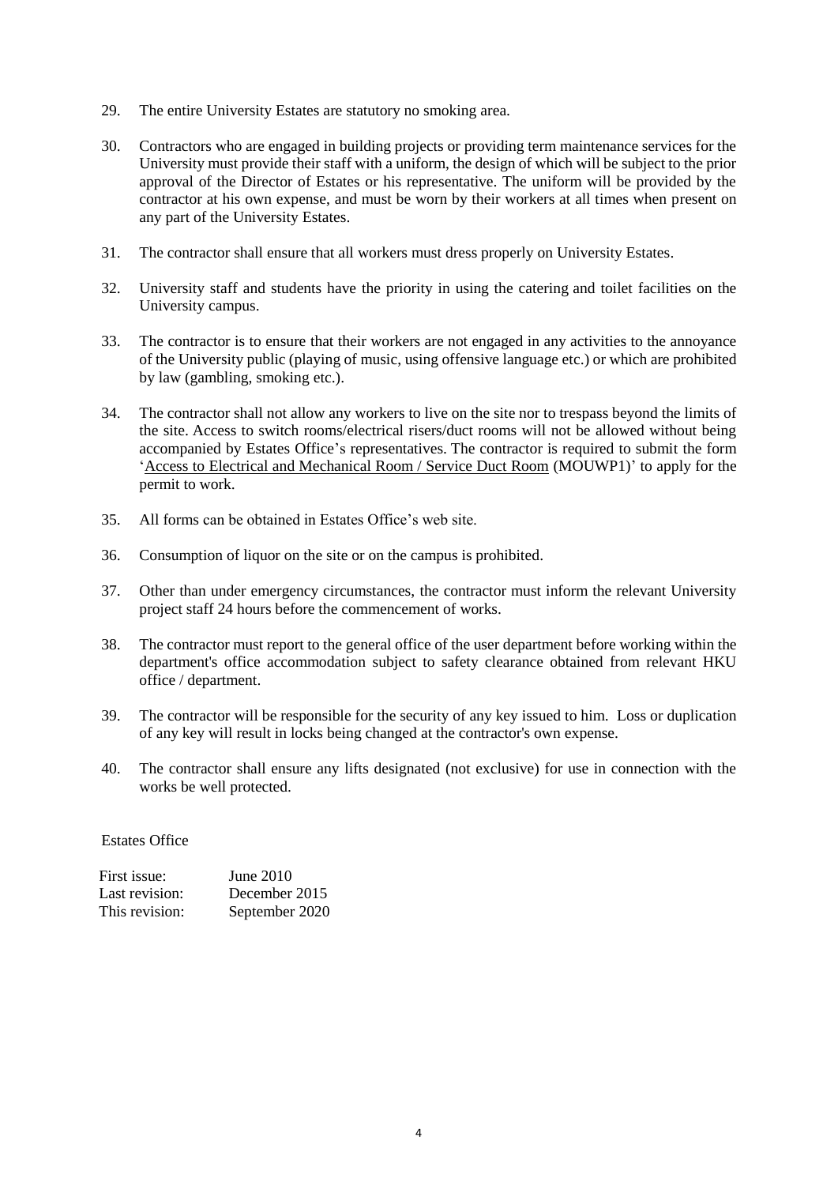29. The entire University Estates are statutory no smoking area.

30. Contractors who are engaged in building projects or providing term maintenance services for the University must provide their staff with a uniform, the design of which will be subject to the prior approval of the Director of Estates or his representative. The uniform will be provided by the contractor at his own expense, and must be worn by their workers at all times when present on any part of the University Estates.

31. The contractor shall ensure that all workers must dress properly on University Estates.

32. University staff and students have the priority in using the catering and toilet facilities on the University campus.

33. The contractor is to ensure that their workers are not engaged in any activities to the annoyance of the University public (playing of music, using offensive language etc.) or which are prohibited by law (gambling, smoking etc.).

34. The contractor shall not allow any workers to live on the site nor to trespass beyond the limits of the site. Access to switch rooms/electrical risers/duct rooms will not be allowed without being accompanied by Estates Office's representatives. The contractor is required to submit the form 'Access to Electrical and Mechanical Room / Service Duct Room (MOUWP1)' to apply for the permit to work.

35. All forms can be obtained in Estates Office's web site.

36. Consumption of liquor on the site or on the campus is prohibited.

37. Other than under emergency circumstances, the contractor must inform the relevant University project staff 24 hours before the commencement of works.

38. The contractor must report to the general office of the user department before working within the department's office accommodation subject to safety clearance obtained from relevant HKU office / department.

39. The contractor will be responsible for the security of any key issued to him. Loss or duplication of any key will result in locks being changed at the contractor's own expense.

40. The contractor shall ensure any lifts designated (not exclusive) for use in connection with the works be well protected.

Estates Office

| | |
|---|---|
| First issue: | June 2010 |
| Last revision: | December 2015 |
| This revision: | September 2020 |